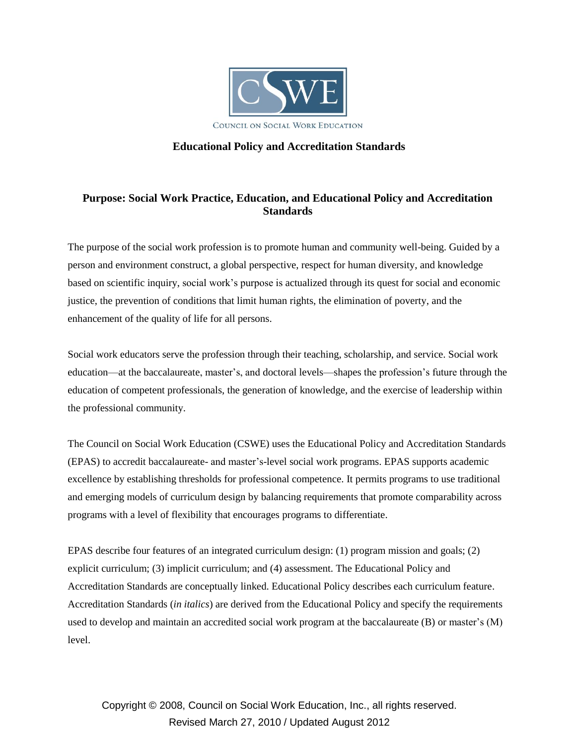CSWE

COUNCIL ON SOCIAL WORK EDUCATION

# Educational Policy and Accreditation Standards

## Purpose: Social Work Practice, Education, and Educational Policy and Accreditation Standards

The purpose of the social work profession is to promote human and community well-being. Guided by a person and environment construct, a global perspective, respect for human diversity, and knowledge based on scientific inquiry, social work's purpose is actualized through its quest for social and economic justice, the prevention of conditions that limit human rights, the elimination of poverty, and the enhancement of the quality of life for all persons.

Social work educators serve the profession through their teaching, scholarship, and service. Social work education—at the baccalaureate, master's, and doctoral levels—shapes the profession's future through the education of competent professionals, the generation of knowledge, and the exercise of leadership within the professional community.

The Council on Social Work Education (CSWE) uses the Educational Policy and Accreditation Standards (EPAS) to accredit baccalaureate- and master's-level social work programs. EPAS supports academic excellence by establishing thresholds for professional competence. It permits programs to use traditional and emerging models of curriculum design by balancing requirements that promote comparability across programs with a level of flexibility that encourages programs to differentiate.

EPAS describe four features of an integrated curriculum design: (1) program mission and goals; (2) explicit curriculum; (3) implicit curriculum; and (4) assessment. The Educational Policy and Accreditation Standards are conceptually linked. Educational Policy describes each curriculum feature. Accreditation Standards (*in italics*) are derived from the Educational Policy and specify the requirements used to develop and maintain an accredited social work program at the baccalaureate (B) or master's (M) level.

Copyright © 2008, Council on Social Work Education, Inc., all rights reserved.
Revised March 27, 2010 / Updated August 2012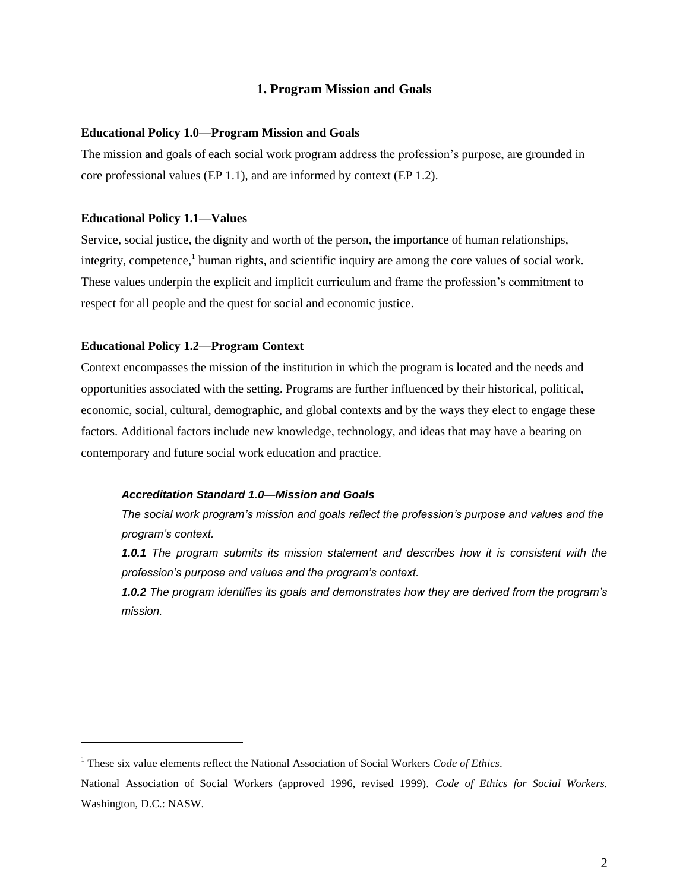## 1. Program Mission and Goals

**Educational Policy 1.0—Program Mission and Goals**

The mission and goals of each social work program address the profession's purpose, are grounded in core professional values (EP 1.1), and are informed by context (EP 1.2).

**Educational Policy 1.1—Values**

Service, social justice, the dignity and worth of the person, the importance of human relationships, integrity, competence,[1] human rights, and scientific inquiry are among the core values of social work. These values underpin the explicit and implicit curriculum and frame the profession's commitment to respect for all people and the quest for social and economic justice.

**Educational Policy 1.2—Program Context**

Context encompasses the mission of the institution in which the program is located and the needs and opportunities associated with the setting. Programs are further influenced by their historical, political, economic, social, cultural, demographic, and global contexts and by the ways they elect to engage these factors. Additional factors include new knowledge, technology, and ideas that may have a bearing on contemporary and future social work education and practice.

> ***Accreditation Standard 1.0—Mission and Goals***
>
> *The social work program's mission and goals reflect the profession's purpose and values and the program's context.*
>
> ***1.0.1*** *The program submits its mission statement and describes how it is consistent with the profession's purpose and values and the program's context.*
>
> ***1.0.2*** *The program identifies its goals and demonstrates how they are derived from the program's mission.*

---

[1] These six value elements reflect the National Association of Social Workers *Code of Ethics*.

National Association of Social Workers (approved 1996, revised 1999). *Code of Ethics for Social Workers.* Washington, D.C.: NASW.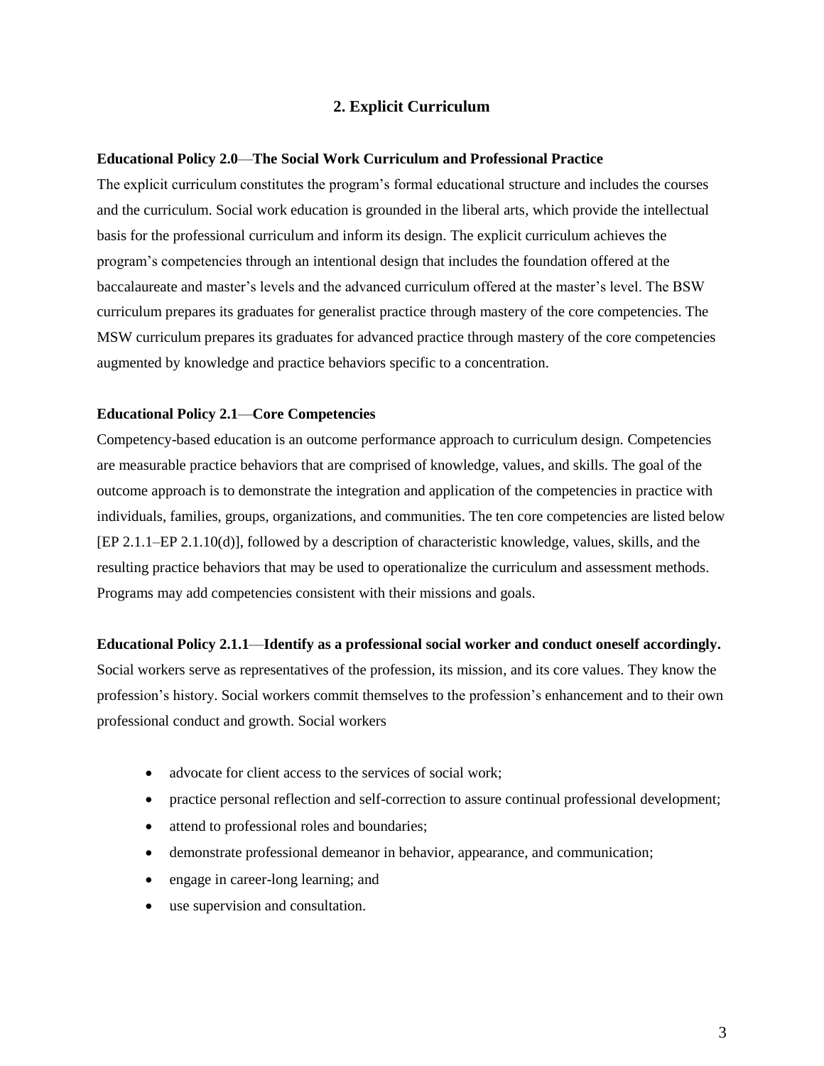## 2. Explicit Curriculum

**Educational Policy 2.0—The Social Work Curriculum and Professional Practice**

The explicit curriculum constitutes the program's formal educational structure and includes the courses and the curriculum. Social work education is grounded in the liberal arts, which provide the intellectual basis for the professional curriculum and inform its design. The explicit curriculum achieves the program's competencies through an intentional design that includes the foundation offered at the baccalaureate and master's levels and the advanced curriculum offered at the master's level. The BSW curriculum prepares its graduates for generalist practice through mastery of the core competencies. The MSW curriculum prepares its graduates for advanced practice through mastery of the core competencies augmented by knowledge and practice behaviors specific to a concentration.

**Educational Policy 2.1—Core Competencies**

Competency-based education is an outcome performance approach to curriculum design. Competencies are measurable practice behaviors that are comprised of knowledge, values, and skills. The goal of the outcome approach is to demonstrate the integration and application of the competencies in practice with individuals, families, groups, organizations, and communities. The ten core competencies are listed below [EP 2.1.1–EP 2.1.10(d)], followed by a description of characteristic knowledge, values, skills, and the resulting practice behaviors that may be used to operationalize the curriculum and assessment methods. Programs may add competencies consistent with their missions and goals.

**Educational Policy 2.1.1—Identify as a professional social worker and conduct oneself accordingly.**
Social workers serve as representatives of the profession, its mission, and its core values. They know the profession's history. Social workers commit themselves to the profession's enhancement and to their own professional conduct and growth. Social workers

- advocate for client access to the services of social work;
- practice personal reflection and self-correction to assure continual professional development;
- attend to professional roles and boundaries;
- demonstrate professional demeanor in behavior, appearance, and communication;
- engage in career-long learning; and
- use supervision and consultation.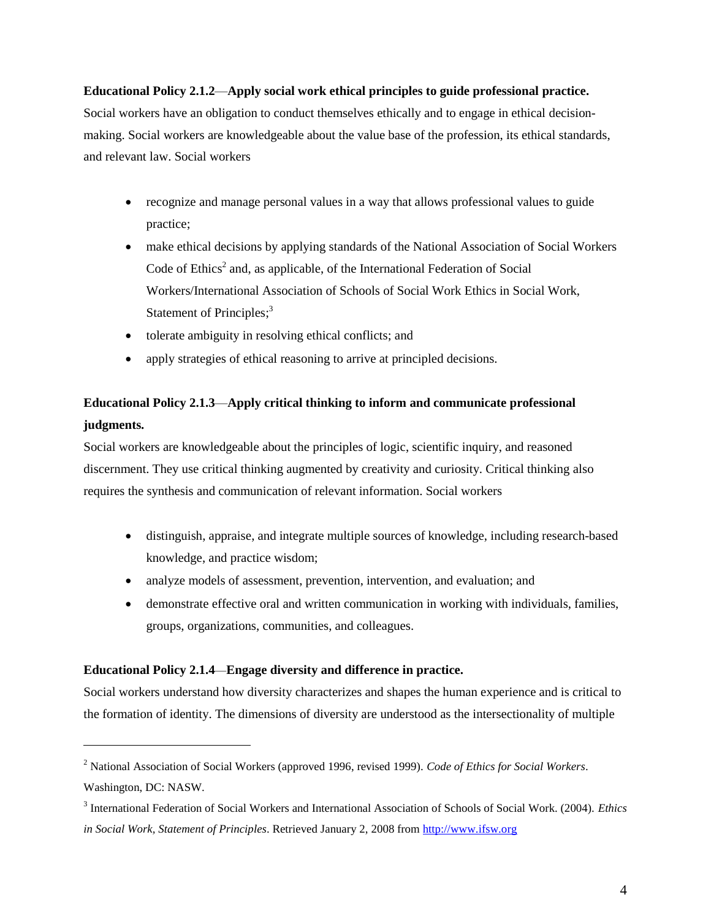**Educational Policy 2.1.2—Apply social work ethical principles to guide professional practice.**

Social workers have an obligation to conduct themselves ethically and to engage in ethical decision-making. Social workers are knowledgeable about the value base of the profession, its ethical standards, and relevant law. Social workers

- recognize and manage personal values in a way that allows professional values to guide practice;
- make ethical decisions by applying standards of the National Association of Social Workers Code of Ethics[2] and, as applicable, of the International Federation of Social Workers/International Association of Schools of Social Work Ethics in Social Work, Statement of Principles;[3]
- tolerate ambiguity in resolving ethical conflicts; and
- apply strategies of ethical reasoning to arrive at principled decisions.

**Educational Policy 2.1.3—Apply critical thinking to inform and communicate professional judgments.**

Social workers are knowledgeable about the principles of logic, scientific inquiry, and reasoned discernment. They use critical thinking augmented by creativity and curiosity. Critical thinking also requires the synthesis and communication of relevant information. Social workers

- distinguish, appraise, and integrate multiple sources of knowledge, including research-based knowledge, and practice wisdom;
- analyze models of assessment, prevention, intervention, and evaluation; and
- demonstrate effective oral and written communication in working with individuals, families, groups, organizations, communities, and colleagues.

**Educational Policy 2.1.4—Engage diversity and difference in practice.**

Social workers understand how diversity characterizes and shapes the human experience and is critical to the formation of identity. The dimensions of diversity are understood as the intersectionality of multiple

---

[2] National Association of Social Workers (approved 1996, revised 1999). *Code of Ethics for Social Workers*. Washington, DC: NASW.

[3] International Federation of Social Workers and International Association of Schools of Social Work. (2004). *Ethics in Social Work, Statement of Principles*. Retrieved January 2, 2008 from http://www.ifsw.org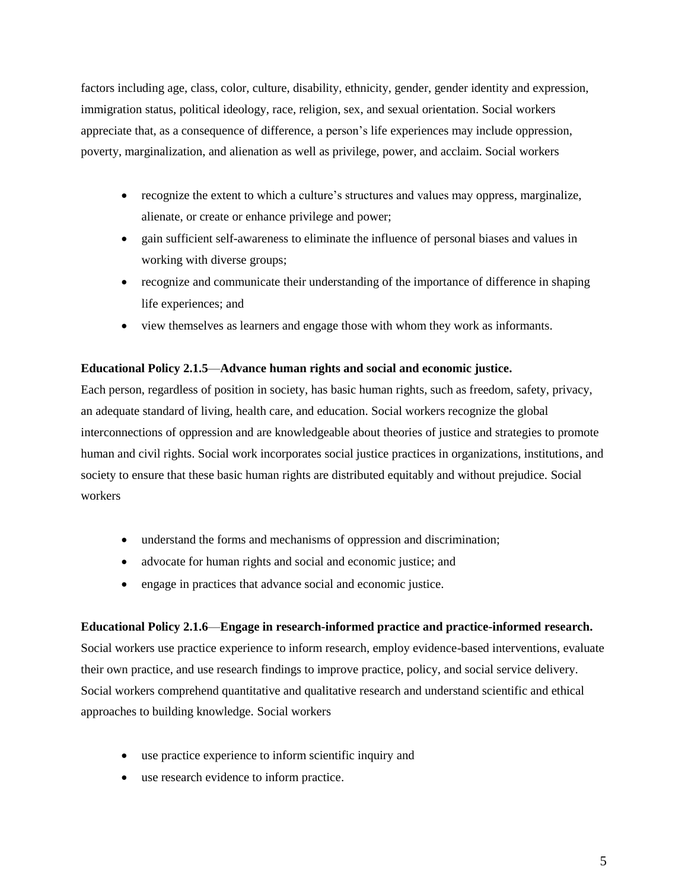factors including age, class, color, culture, disability, ethnicity, gender, gender identity and expression, immigration status, political ideology, race, religion, sex, and sexual orientation. Social workers appreciate that, as a consequence of difference, a person's life experiences may include oppression, poverty, marginalization, and alienation as well as privilege, power, and acclaim. Social workers

- recognize the extent to which a culture's structures and values may oppress, marginalize, alienate, or create or enhance privilege and power;
- gain sufficient self-awareness to eliminate the influence of personal biases and values in working with diverse groups;
- recognize and communicate their understanding of the importance of difference in shaping life experiences; and
- view themselves as learners and engage those with whom they work as informants.

**Educational Policy 2.1.5**—**Advance human rights and social and economic justice.**

Each person, regardless of position in society, has basic human rights, such as freedom, safety, privacy, an adequate standard of living, health care, and education. Social workers recognize the global interconnections of oppression and are knowledgeable about theories of justice and strategies to promote human and civil rights. Social work incorporates social justice practices in organizations, institutions, and society to ensure that these basic human rights are distributed equitably and without prejudice. Social workers

- understand the forms and mechanisms of oppression and discrimination;
- advocate for human rights and social and economic justice; and
- engage in practices that advance social and economic justice.

**Educational Policy 2.1.6**—**Engage in research-informed practice and practice-informed research.**

Social workers use practice experience to inform research, employ evidence-based interventions, evaluate their own practice, and use research findings to improve practice, policy, and social service delivery. Social workers comprehend quantitative and qualitative research and understand scientific and ethical approaches to building knowledge. Social workers

- use practice experience to inform scientific inquiry and
- use research evidence to inform practice.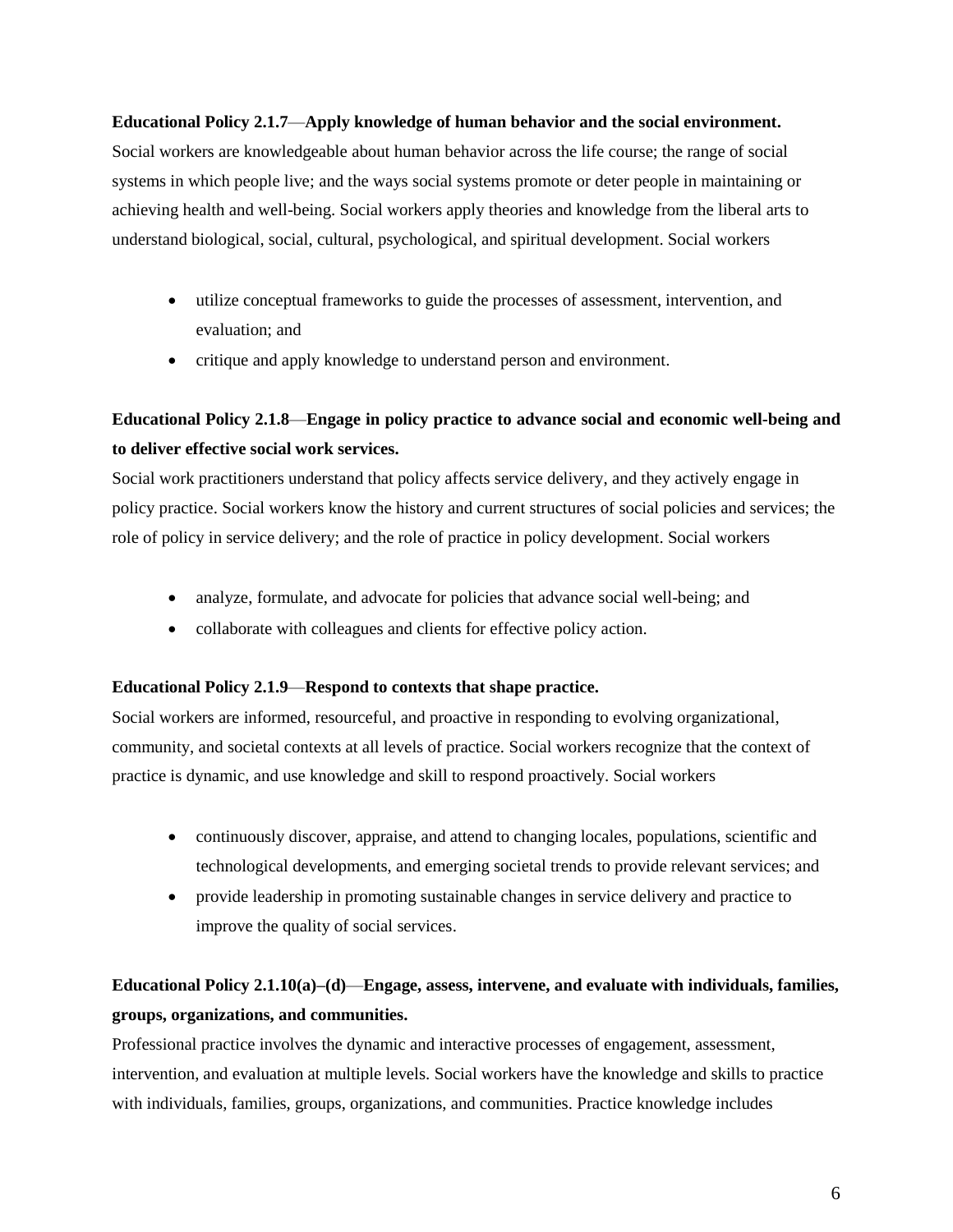**Educational Policy 2.1.7—Apply knowledge of human behavior and the social environment.**
Social workers are knowledgeable about human behavior across the life course; the range of social systems in which people live; and the ways social systems promote or deter people in maintaining or achieving health and well-being. Social workers apply theories and knowledge from the liberal arts to understand biological, social, cultural, psychological, and spiritual development. Social workers

- utilize conceptual frameworks to guide the processes of assessment, intervention, and evaluation; and
- critique and apply knowledge to understand person and environment.

**Educational Policy 2.1.8—Engage in policy practice to advance social and economic well-being and to deliver effective social work services.**
Social work practitioners understand that policy affects service delivery, and they actively engage in policy practice. Social workers know the history and current structures of social policies and services; the role of policy in service delivery; and the role of practice in policy development. Social workers

- analyze, formulate, and advocate for policies that advance social well-being; and
- collaborate with colleagues and clients for effective policy action.

**Educational Policy 2.1.9—Respond to contexts that shape practice.**
Social workers are informed, resourceful, and proactive in responding to evolving organizational, community, and societal contexts at all levels of practice. Social workers recognize that the context of practice is dynamic, and use knowledge and skill to respond proactively. Social workers

- continuously discover, appraise, and attend to changing locales, populations, scientific and technological developments, and emerging societal trends to provide relevant services; and
- provide leadership in promoting sustainable changes in service delivery and practice to improve the quality of social services.

**Educational Policy 2.1.10(a)–(d)—Engage, assess, intervene, and evaluate with individuals, families, groups, organizations, and communities.**
Professional practice involves the dynamic and interactive processes of engagement, assessment, intervention, and evaluation at multiple levels. Social workers have the knowledge and skills to practice with individuals, families, groups, organizations, and communities. Practice knowledge includes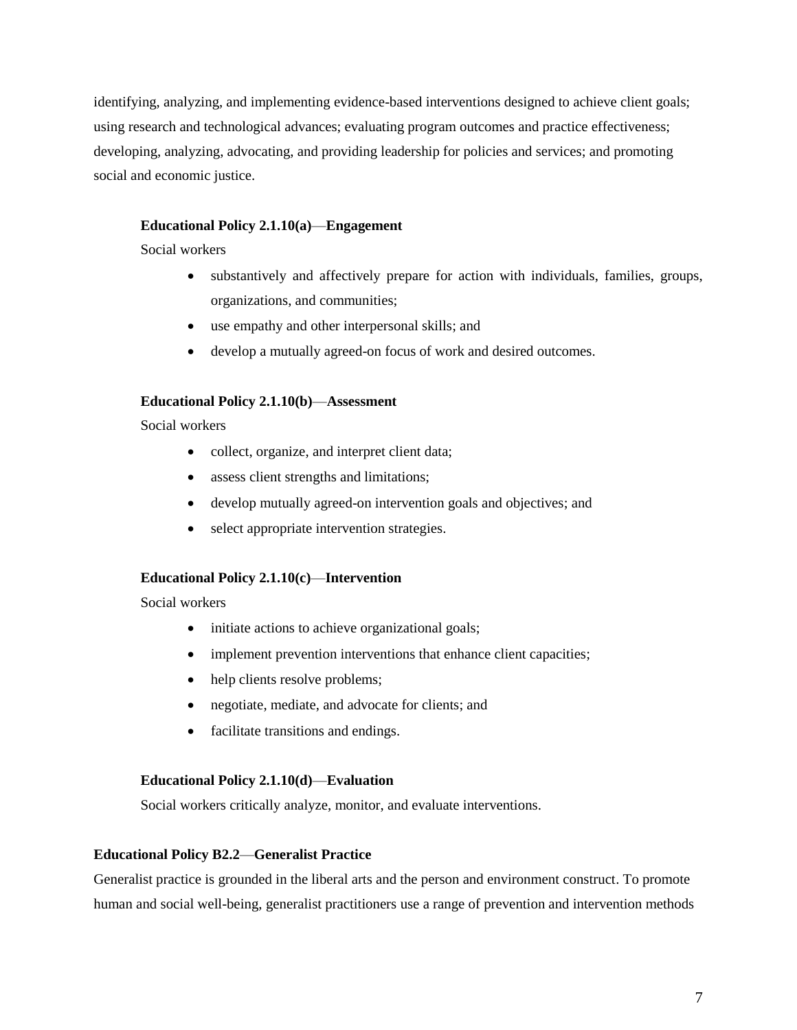identifying, analyzing, and implementing evidence-based interventions designed to achieve client goals; using research and technological advances; evaluating program outcomes and practice effectiveness; developing, analyzing, advocating, and providing leadership for policies and services; and promoting social and economic justice.

**Educational Policy 2.1.10(a)—Engagement**

Social workers

- substantively and affectively prepare for action with individuals, families, groups, organizations, and communities;
- use empathy and other interpersonal skills; and
- develop a mutually agreed-on focus of work and desired outcomes.

**Educational Policy 2.1.10(b)—Assessment**

Social workers

- collect, organize, and interpret client data;
- assess client strengths and limitations;
- develop mutually agreed-on intervention goals and objectives; and
- select appropriate intervention strategies.

**Educational Policy 2.1.10(c)—Intervention**

Social workers

- initiate actions to achieve organizational goals;
- implement prevention interventions that enhance client capacities;
- help clients resolve problems;
- negotiate, mediate, and advocate for clients; and
- facilitate transitions and endings.

**Educational Policy 2.1.10(d)—Evaluation**

Social workers critically analyze, monitor, and evaluate interventions.

**Educational Policy B2.2—Generalist Practice**

Generalist practice is grounded in the liberal arts and the person and environment construct. To promote human and social well-being, generalist practitioners use a range of prevention and intervention methods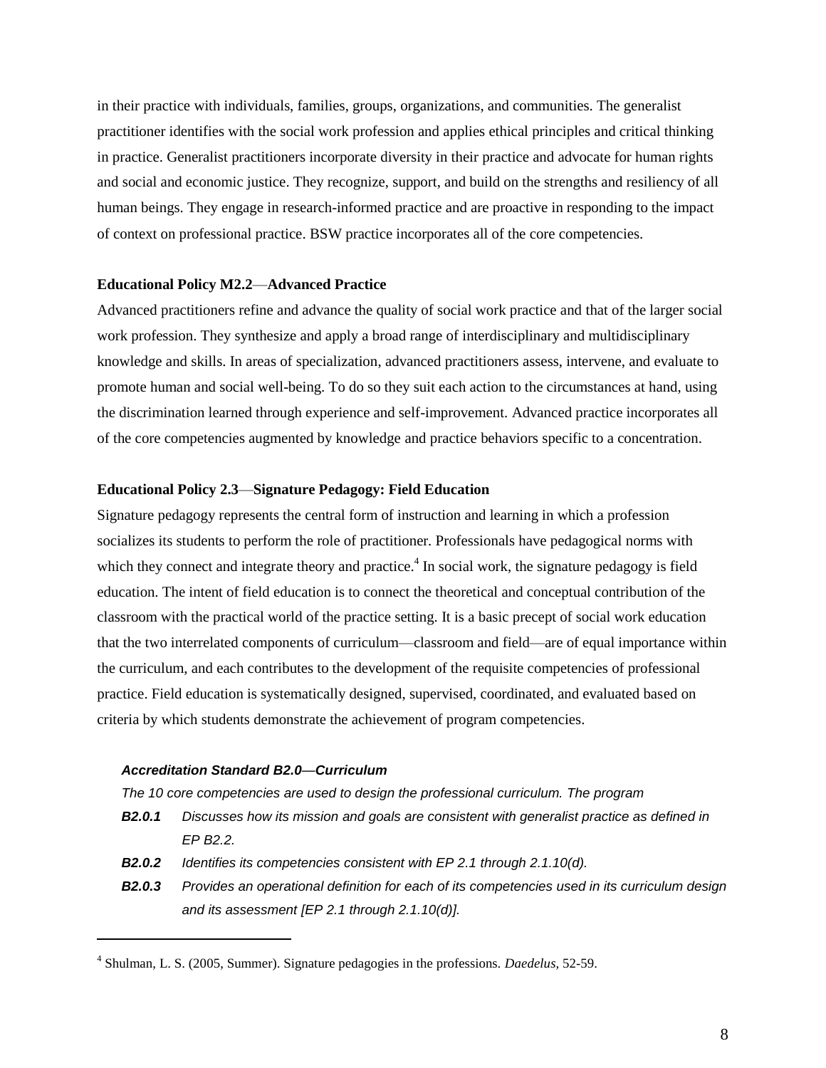in their practice with individuals, families, groups, organizations, and communities. The generalist practitioner identifies with the social work profession and applies ethical principles and critical thinking in practice. Generalist practitioners incorporate diversity in their practice and advocate for human rights and social and economic justice. They recognize, support, and build on the strengths and resiliency of all human beings. They engage in research-informed practice and are proactive in responding to the impact of context on professional practice. BSW practice incorporates all of the core competencies.

**Educational Policy M2.2—Advanced Practice**

Advanced practitioners refine and advance the quality of social work practice and that of the larger social work profession. They synthesize and apply a broad range of interdisciplinary and multidisciplinary knowledge and skills. In areas of specialization, advanced practitioners assess, intervene, and evaluate to promote human and social well-being. To do so they suit each action to the circumstances at hand, using the discrimination learned through experience and self-improvement. Advanced practice incorporates all of the core competencies augmented by knowledge and practice behaviors specific to a concentration.

**Educational Policy 2.3—Signature Pedagogy: Field Education**

Signature pedagogy represents the central form of instruction and learning in which a profession socializes its students to perform the role of practitioner. Professionals have pedagogical norms with which they connect and integrate theory and practice.[4] In social work, the signature pedagogy is field education. The intent of field education is to connect the theoretical and conceptual contribution of the classroom with the practical world of the practice setting. It is a basic precept of social work education that the two interrelated components of curriculum—classroom and field—are of equal importance within the curriculum, and each contributes to the development of the requisite competencies of professional practice. Field education is systematically designed, supervised, coordinated, and evaluated based on criteria by which students demonstrate the achievement of program competencies.

***Accreditation Standard B2.0—Curriculum***

*The 10 core competencies are used to design the professional curriculum. The program*

- ***B2.0.1*** *Discusses how its mission and goals are consistent with generalist practice as defined in EP B2.2.*
- ***B2.0.2*** *Identifies its competencies consistent with EP 2.1 through 2.1.10(d).*
- ***B2.0.3*** *Provides an operational definition for each of its competencies used in its curriculum design and its assessment [EP 2.1 through 2.1.10(d)].*

---

[4] Shulman, L. S. (2005, Summer). Signature pedagogies in the professions. *Daedelus*, 52-59.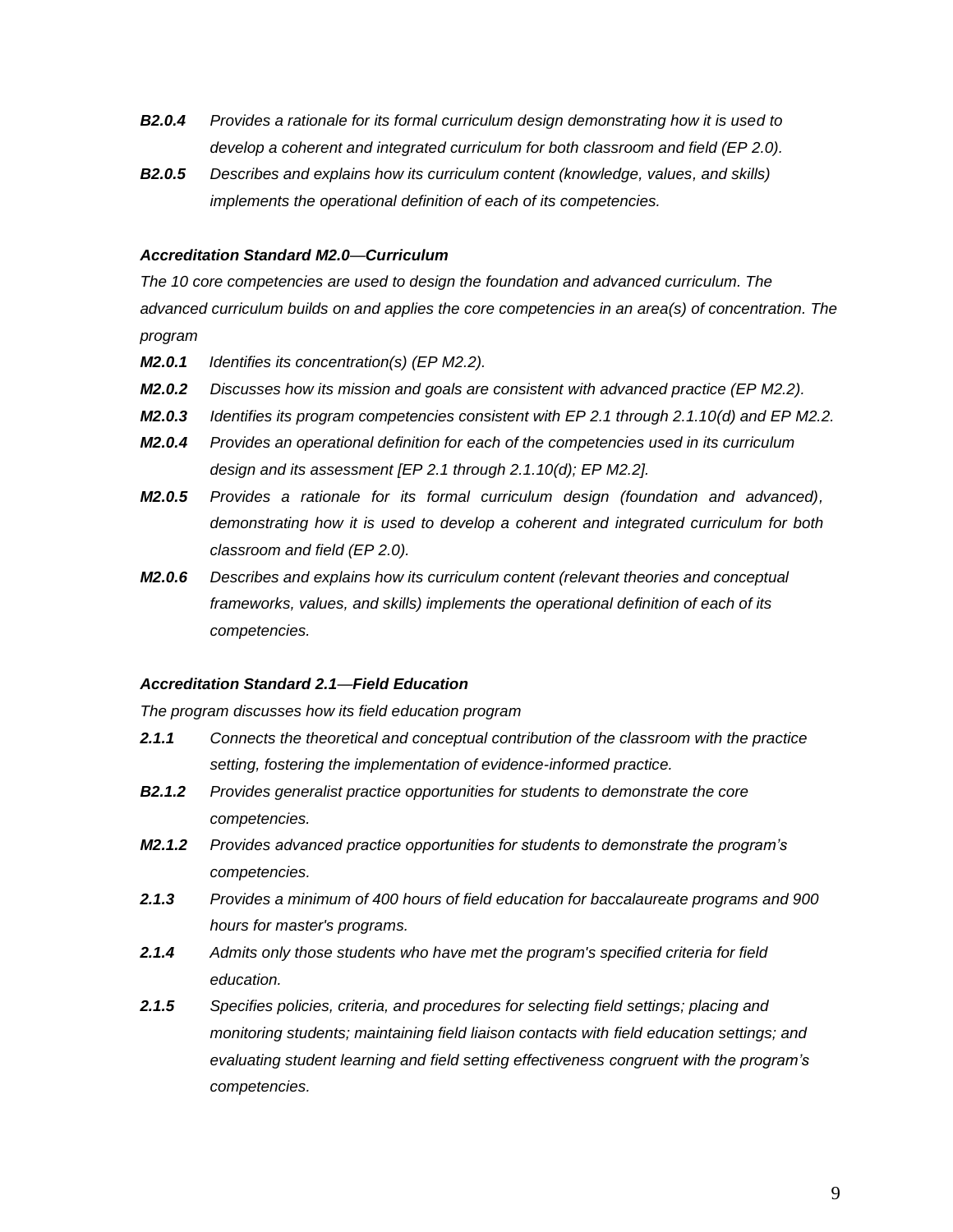***B2.0.4*** *Provides a rationale for its formal curriculum design demonstrating how it is used to develop a coherent and integrated curriculum for both classroom and field (EP 2.0).*

***B2.0.5*** *Describes and explains how its curriculum content (knowledge, values, and skills) implements the operational definition of each of its competencies.*

***Accreditation Standard M2.0—Curriculum***

*The 10 core competencies are used to design the foundation and advanced curriculum. The advanced curriculum builds on and applies the core competencies in an area(s) of concentration. The program*

***M2.0.1*** *Identifies its concentration(s) (EP M2.2).*

***M2.0.2*** *Discusses how its mission and goals are consistent with advanced practice (EP M2.2).*

***M2.0.3*** *Identifies its program competencies consistent with EP 2.1 through 2.1.10(d) and EP M2.2.*

***M2.0.4*** *Provides an operational definition for each of the competencies used in its curriculum design and its assessment [EP 2.1 through 2.1.10(d); EP M2.2].*

***M2.0.5*** *Provides a rationale for its formal curriculum design (foundation and advanced), demonstrating how it is used to develop a coherent and integrated curriculum for both classroom and field (EP 2.0).*

***M2.0.6*** *Describes and explains how its curriculum content (relevant theories and conceptual frameworks, values, and skills) implements the operational definition of each of its competencies.*

***Accreditation Standard 2.1—Field Education***

*The program discusses how its field education program*

***2.1.1*** *Connects the theoretical and conceptual contribution of the classroom with the practice setting, fostering the implementation of evidence-informed practice.*

***B2.1.2*** *Provides generalist practice opportunities for students to demonstrate the core competencies.*

***M2.1.2*** *Provides advanced practice opportunities for students to demonstrate the program's competencies.*

***2.1.3*** *Provides a minimum of 400 hours of field education for baccalaureate programs and 900 hours for master's programs.*

***2.1.4*** *Admits only those students who have met the program's specified criteria for field education.*

***2.1.5*** *Specifies policies, criteria, and procedures for selecting field settings; placing and monitoring students; maintaining field liaison contacts with field education settings; and evaluating student learning and field setting effectiveness congruent with the program's competencies.*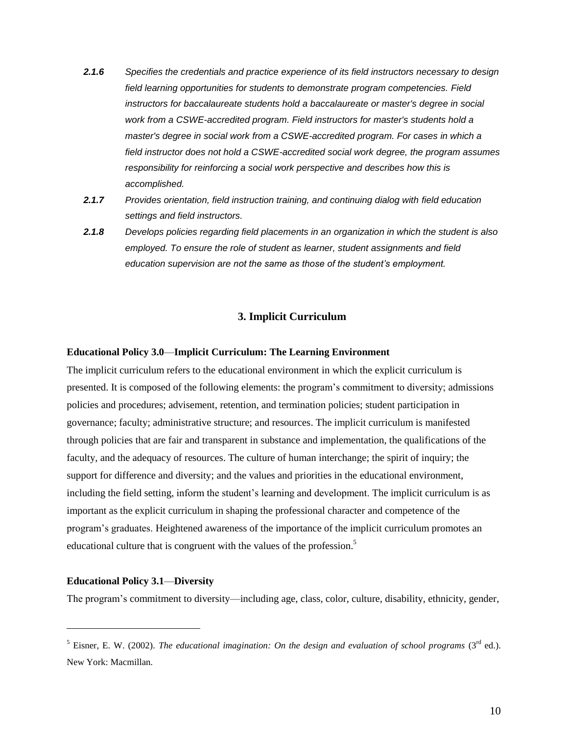***2.1.6*** *Specifies the credentials and practice experience of its field instructors necessary to design field learning opportunities for students to demonstrate program competencies. Field instructors for baccalaureate students hold a baccalaureate or master's degree in social work from a CSWE-accredited program. Field instructors for master's students hold a master's degree in social work from a CSWE-accredited program. For cases in which a field instructor does not hold a CSWE-accredited social work degree, the program assumes responsibility for reinforcing a social work perspective and describes how this is accomplished.*

***2.1.7*** *Provides orientation, field instruction training, and continuing dialog with field education settings and field instructors.*

***2.1.8*** *Develops policies regarding field placements in an organization in which the student is also employed. To ensure the role of student as learner, student assignments and field education supervision are not the same as those of the student's employment.*

## 3. Implicit Curriculum

**Educational Policy 3.0—Implicit Curriculum: The Learning Environment**

The implicit curriculum refers to the educational environment in which the explicit curriculum is presented. It is composed of the following elements: the program's commitment to diversity; admissions policies and procedures; advisement, retention, and termination policies; student participation in governance; faculty; administrative structure; and resources. The implicit curriculum is manifested through policies that are fair and transparent in substance and implementation, the qualifications of the faculty, and the adequacy of resources. The culture of human interchange; the spirit of inquiry; the support for difference and diversity; and the values and priorities in the educational environment, including the field setting, inform the student's learning and development. The implicit curriculum is as important as the explicit curriculum in shaping the professional character and competence of the program's graduates. Heightened awareness of the importance of the implicit curriculum promotes an educational culture that is congruent with the values of the profession.[5]

**Educational Policy 3.1—Diversity**

The program's commitment to diversity—including age, class, color, culture, disability, ethnicity, gender,

---

[5] Eisner, E. W. (2002). *The educational imagination: On the design and evaluation of school programs* (3rd ed.). New York: Macmillan.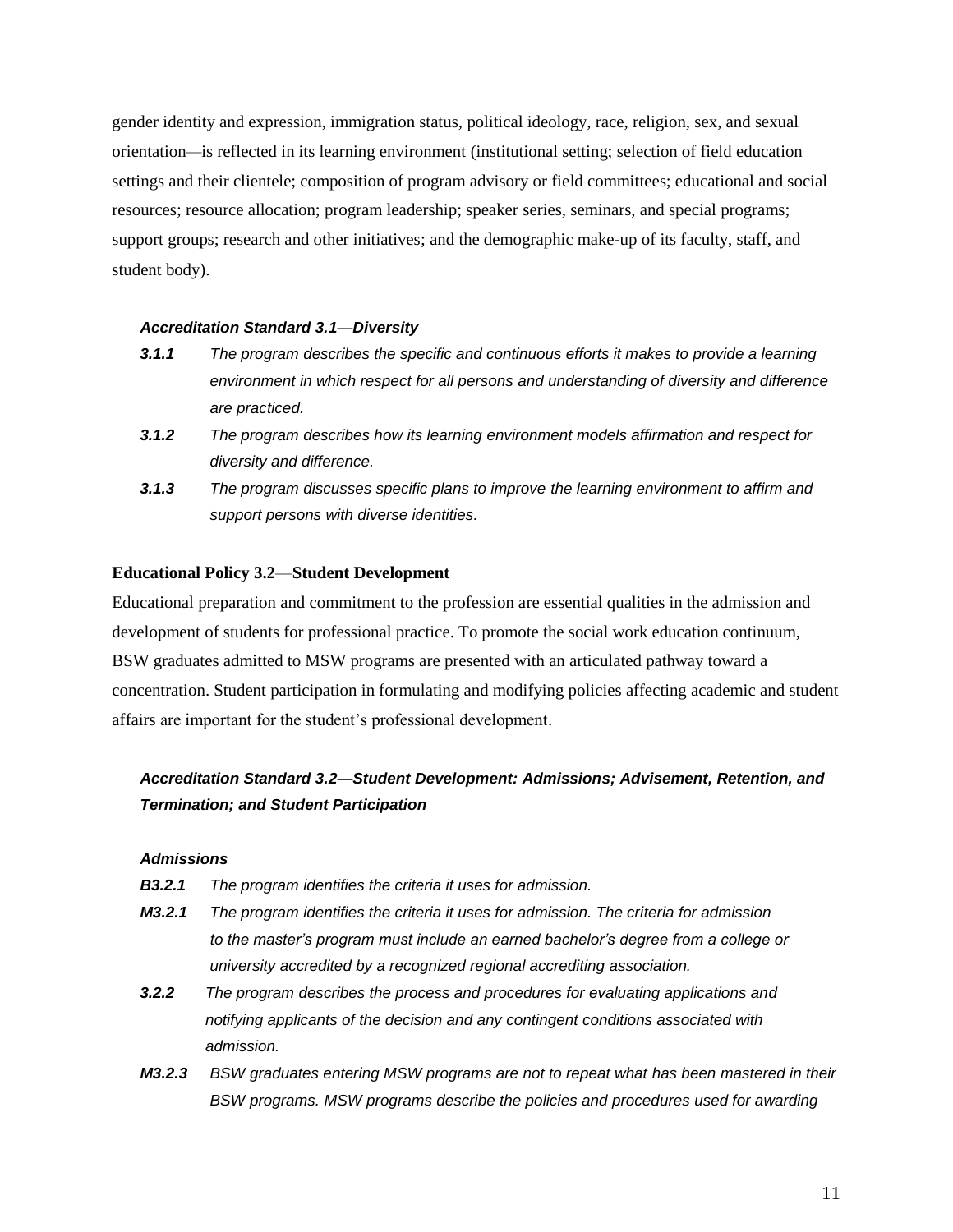gender identity and expression, immigration status, political ideology, race, religion, sex, and sexual orientation—is reflected in its learning environment (institutional setting; selection of field education settings and their clientele; composition of program advisory or field committees; educational and social resources; resource allocation; program leadership; speaker series, seminars, and special programs; support groups; research and other initiatives; and the demographic make-up of its faculty, staff, and student body).

***Accreditation Standard 3.1—Diversity***

***3.1.1*** *The program describes the specific and continuous efforts it makes to provide a learning environment in which respect for all persons and understanding of diversity and difference are practiced.*

***3.1.2*** *The program describes how its learning environment models affirmation and respect for diversity and difference.*

***3.1.3*** *The program discusses specific plans to improve the learning environment to affirm and support persons with diverse identities.*

**Educational Policy 3.2—Student Development**

Educational preparation and commitment to the profession are essential qualities in the admission and development of students for professional practice. To promote the social work education continuum, BSW graduates admitted to MSW programs are presented with an articulated pathway toward a concentration. Student participation in formulating and modifying policies affecting academic and student affairs are important for the student's professional development.

***Accreditation Standard 3.2—Student Development: Admissions; Advisement, Retention, and Termination; and Student Participation***

***Admissions***

***B3.2.1*** *The program identifies the criteria it uses for admission.*

***M3.2.1*** *The program identifies the criteria it uses for admission. The criteria for admission to the master's program must include an earned bachelor's degree from a college or university accredited by a recognized regional accrediting association.*

***3.2.2*** *The program describes the process and procedures for evaluating applications and notifying applicants of the decision and any contingent conditions associated with admission.*

***M3.2.3*** *BSW graduates entering MSW programs are not to repeat what has been mastered in their BSW programs. MSW programs describe the policies and procedures used for awarding*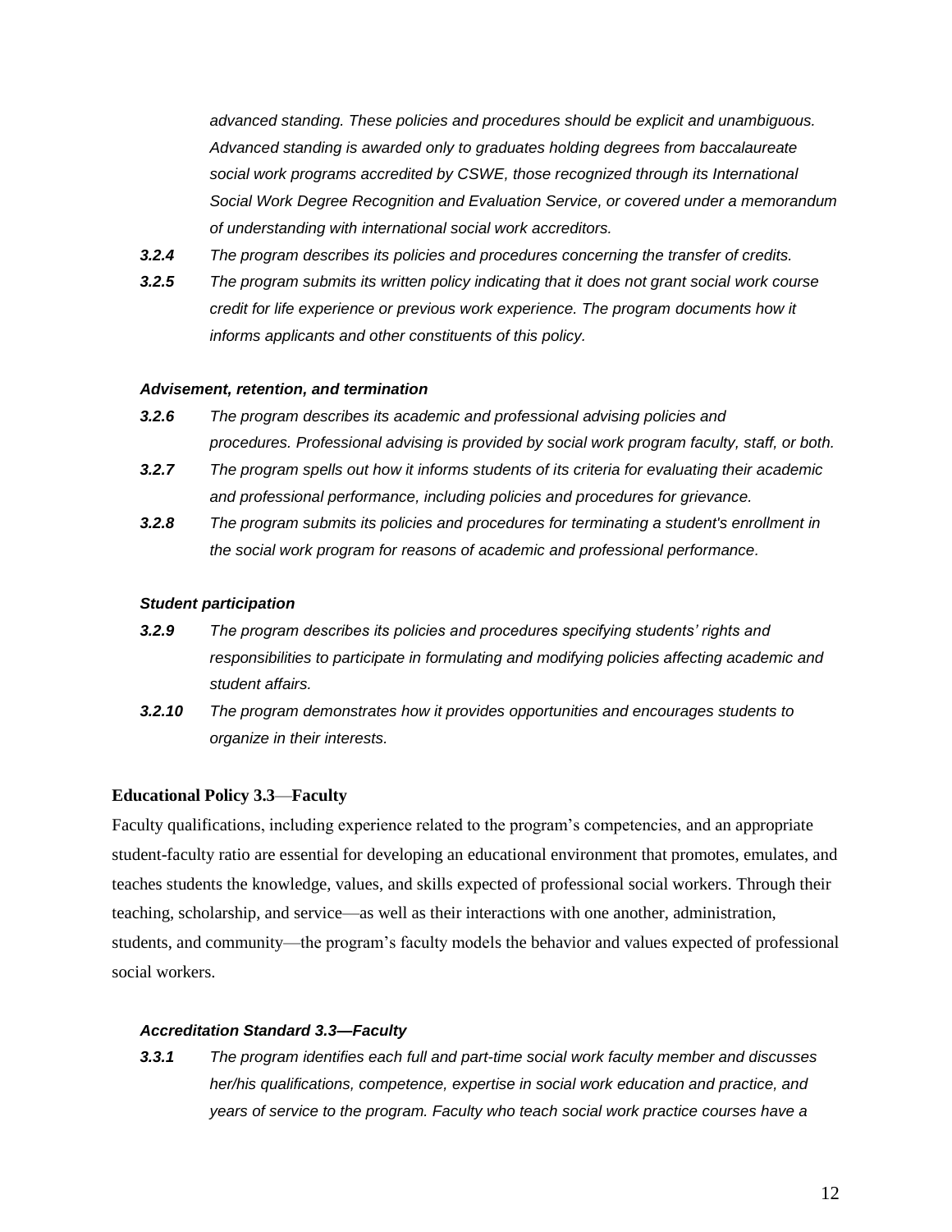*advanced standing. These policies and procedures should be explicit and unambiguous. Advanced standing is awarded only to graduates holding degrees from baccalaureate social work programs accredited by CSWE, those recognized through its International Social Work Degree Recognition and Evaluation Service, or covered under a memorandum of understanding with international social work accreditors.*

***3.2.4*** *The program describes its policies and procedures concerning the transfer of credits.*

***3.2.5*** *The program submits its written policy indicating that it does not grant social work course credit for life experience or previous work experience. The program documents how it informs applicants and other constituents of this policy.*

***Advisement, retention, and termination***

***3.2.6*** *The program describes its academic and professional advising policies and procedures. Professional advising is provided by social work program faculty, staff, or both.*

***3.2.7*** *The program spells out how it informs students of its criteria for evaluating their academic and professional performance, including policies and procedures for grievance.*

***3.2.8*** *The program submits its policies and procedures for terminating a student's enrollment in the social work program for reasons of academic and professional performance.*

***Student participation***

***3.2.9*** *The program describes its policies and procedures specifying students' rights and responsibilities to participate in formulating and modifying policies affecting academic and student affairs.*

***3.2.10*** *The program demonstrates how it provides opportunities and encourages students to organize in their interests.*

**Educational Policy 3.3—Faculty**

Faculty qualifications, including experience related to the program's competencies, and an appropriate student-faculty ratio are essential for developing an educational environment that promotes, emulates, and teaches students the knowledge, values, and skills expected of professional social workers. Through their teaching, scholarship, and service—as well as their interactions with one another, administration, students, and community—the program's faculty models the behavior and values expected of professional social workers.

***Accreditation Standard 3.3—Faculty***

***3.3.1*** *The program identifies each full and part-time social work faculty member and discusses her/his qualifications, competence, expertise in social work education and practice, and years of service to the program. Faculty who teach social work practice courses have a*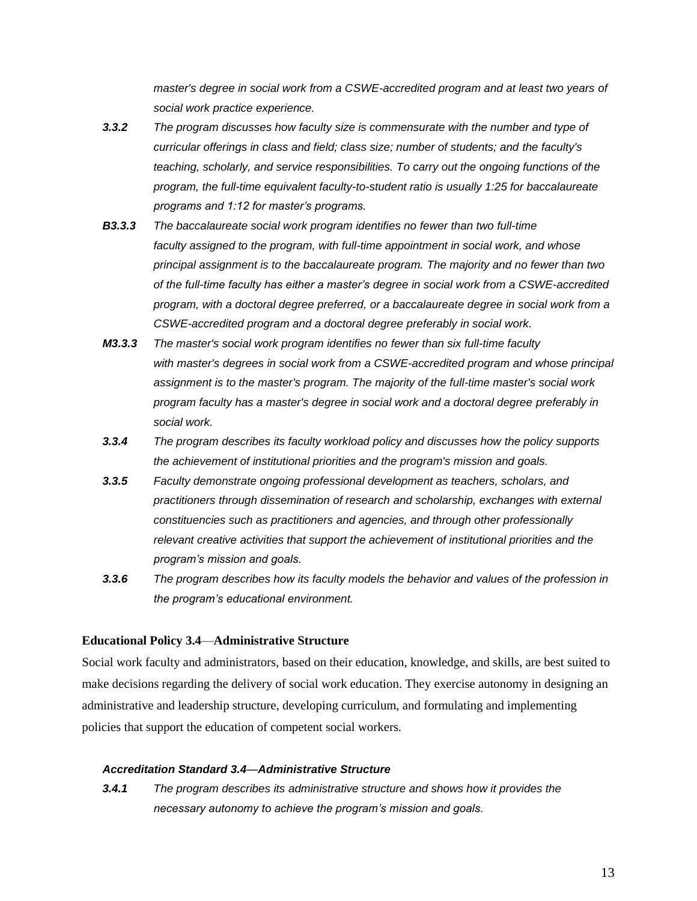*master's degree in social work from a CSWE-accredited program and at least two years of social work practice experience.*

***3.3.2*** *The program discusses how faculty size is commensurate with the number and type of curricular offerings in class and field; class size; number of students; and the faculty's teaching, scholarly, and service responsibilities. To carry out the ongoing functions of the program, the full-time equivalent faculty-to-student ratio is usually 1:25 for baccalaureate programs and 1:12 for master's programs.*

***B3.3.3*** *The baccalaureate social work program identifies no fewer than two full-time faculty assigned to the program, with full-time appointment in social work, and whose principal assignment is to the baccalaureate program. The majority and no fewer than two of the full-time faculty has either a master's degree in social work from a CSWE-accredited program, with a doctoral degree preferred, or a baccalaureate degree in social work from a CSWE-accredited program and a doctoral degree preferably in social work.*

***M3.3.3*** *The master's social work program identifies no fewer than six full-time faculty with master's degrees in social work from a CSWE-accredited program and whose principal assignment is to the master's program. The majority of the full-time master's social work program faculty has a master's degree in social work and a doctoral degree preferably in social work.*

***3.3.4*** *The program describes its faculty workload policy and discusses how the policy supports the achievement of institutional priorities and the program's mission and goals.*

***3.3.5*** *Faculty demonstrate ongoing professional development as teachers, scholars, and practitioners through dissemination of research and scholarship, exchanges with external constituencies such as practitioners and agencies, and through other professionally relevant creative activities that support the achievement of institutional priorities and the program's mission and goals.*

***3.3.6*** *The program describes how its faculty models the behavior and values of the profession in the program's educational environment.*

**Educational Policy 3.4—Administrative Structure**

Social work faculty and administrators, based on their education, knowledge, and skills, are best suited to make decisions regarding the delivery of social work education. They exercise autonomy in designing an administrative and leadership structure, developing curriculum, and formulating and implementing policies that support the education of competent social workers.

***Accreditation Standard 3.4—Administrative Structure***

***3.4.1*** *The program describes its administrative structure and shows how it provides the necessary autonomy to achieve the program's mission and goals.*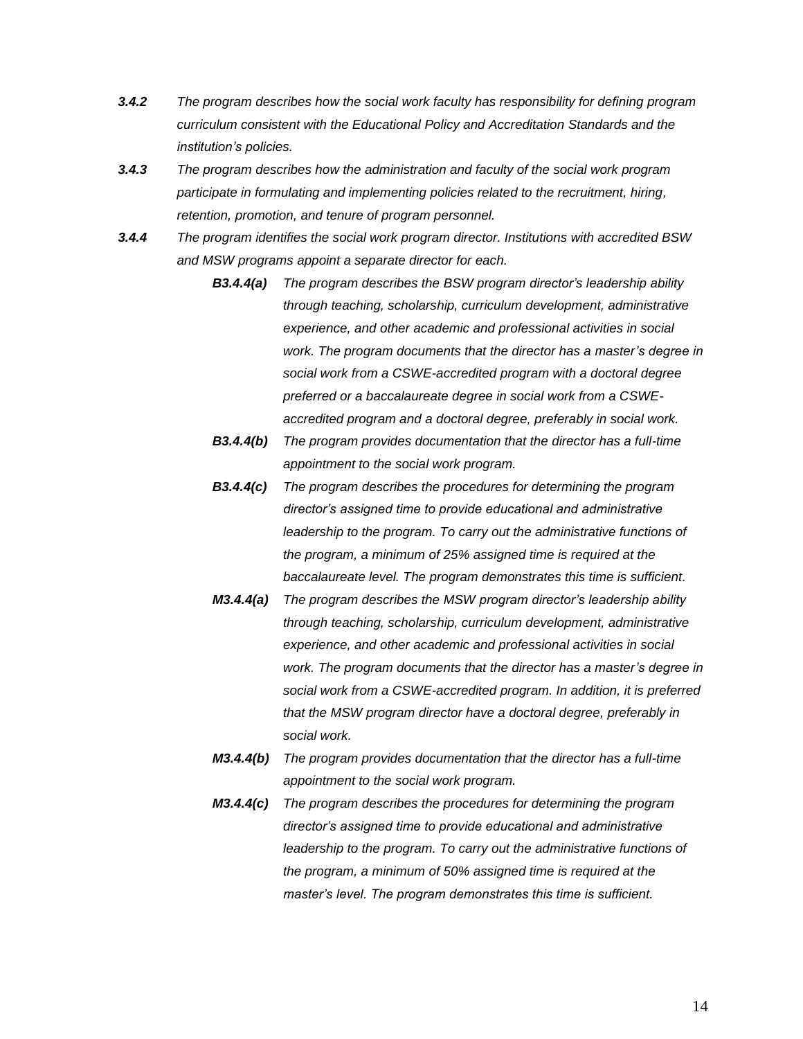***3.4.2*** *The program describes how the social work faculty has responsibility for defining program curriculum consistent with the Educational Policy and Accreditation Standards and the institution's policies.*

***3.4.3*** *The program describes how the administration and faculty of the social work program participate in formulating and implementing policies related to the recruitment, hiring, retention, promotion, and tenure of program personnel.*

***3.4.4*** *The program identifies the social work program director. Institutions with accredited BSW and MSW programs appoint a separate director for each.*

> ***B3.4.4(a)*** *The program describes the BSW program director's leadership ability through teaching, scholarship, curriculum development, administrative experience, and other academic and professional activities in social work. The program documents that the director has a master's degree in social work from a CSWE-accredited program with a doctoral degree preferred or a baccalaureate degree in social work from a CSWE-accredited program and a doctoral degree, preferably in social work.*
>
> ***B3.4.4(b)*** *The program provides documentation that the director has a full-time appointment to the social work program.*
>
> ***B3.4.4(c)*** *The program describes the procedures for determining the program director's assigned time to provide educational and administrative leadership to the program. To carry out the administrative functions of the program, a minimum of 25% assigned time is required at the baccalaureate level. The program demonstrates this time is sufficient.*
>
> ***M3.4.4(a)*** *The program describes the MSW program director's leadership ability through teaching, scholarship, curriculum development, administrative experience, and other academic and professional activities in social work. The program documents that the director has a master's degree in social work from a CSWE-accredited program. In addition, it is preferred that the MSW program director have a doctoral degree, preferably in social work.*
>
> ***M3.4.4(b)*** *The program provides documentation that the director has a full-time appointment to the social work program.*
>
> ***M3.4.4(c)*** *The program describes the procedures for determining the program director's assigned time to provide educational and administrative leadership to the program. To carry out the administrative functions of the program, a minimum of 50% assigned time is required at the master's level. The program demonstrates this time is sufficient.*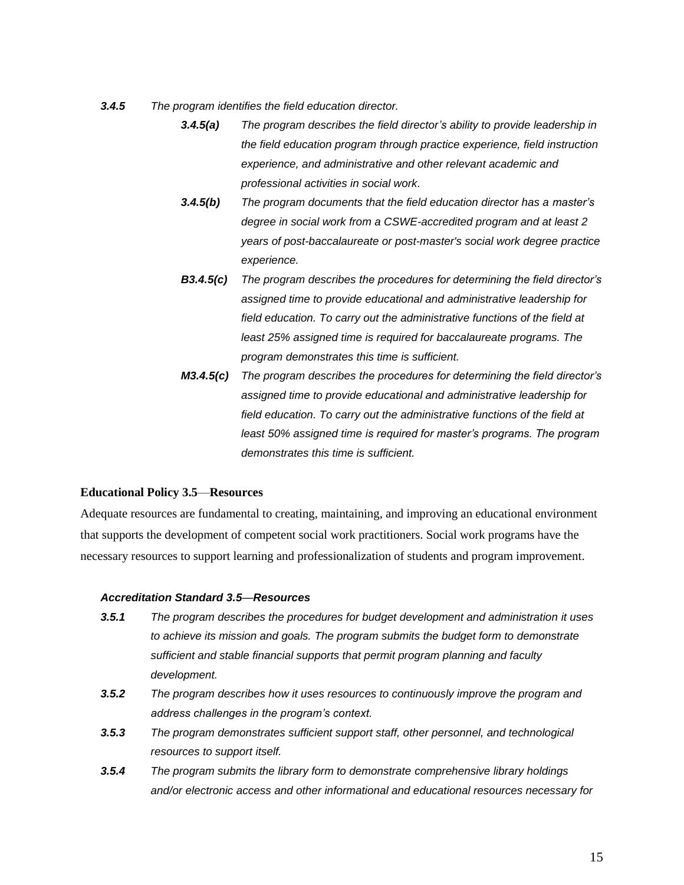***3.4.5*** *The program identifies the field education director.*

> ***3.4.5(a)*** *The program describes the field director's ability to provide leadership in the field education program through practice experience, field instruction experience, and administrative and other relevant academic and professional activities in social work.*
>
> ***3.4.5(b)*** *The program documents that the field education director has a master's degree in social work from a CSWE-accredited program and at least 2 years of post-baccalaureate or post-master's social work degree practice experience.*
>
> ***B3.4.5(c)*** *The program describes the procedures for determining the field director's assigned time to provide educational and administrative leadership for field education. To carry out the administrative functions of the field at least 25% assigned time is required for baccalaureate programs. The program demonstrates this time is sufficient.*
>
> ***M3.4.5(c)*** *The program describes the procedures for determining the field director's assigned time to provide educational and administrative leadership for field education. To carry out the administrative functions of the field at least 50% assigned time is required for master's programs. The program demonstrates this time is sufficient.*

**Educational Policy 3.5—Resources**

Adequate resources are fundamental to creating, maintaining, and improving an educational environment that supports the development of competent social work practitioners. Social work programs have the necessary resources to support learning and professionalization of students and program improvement.

***Accreditation Standard 3.5—Resources***

***3.5.1*** *The program describes the procedures for budget development and administration it uses to achieve its mission and goals. The program submits the budget form to demonstrate sufficient and stable financial supports that permit program planning and faculty development.*

***3.5.2*** *The program describes how it uses resources to continuously improve the program and address challenges in the program's context.*

***3.5.3*** *The program demonstrates sufficient support staff, other personnel, and technological resources to support itself.*

***3.5.4*** *The program submits the library form to demonstrate comprehensive library holdings and/or electronic access and other informational and educational resources necessary for*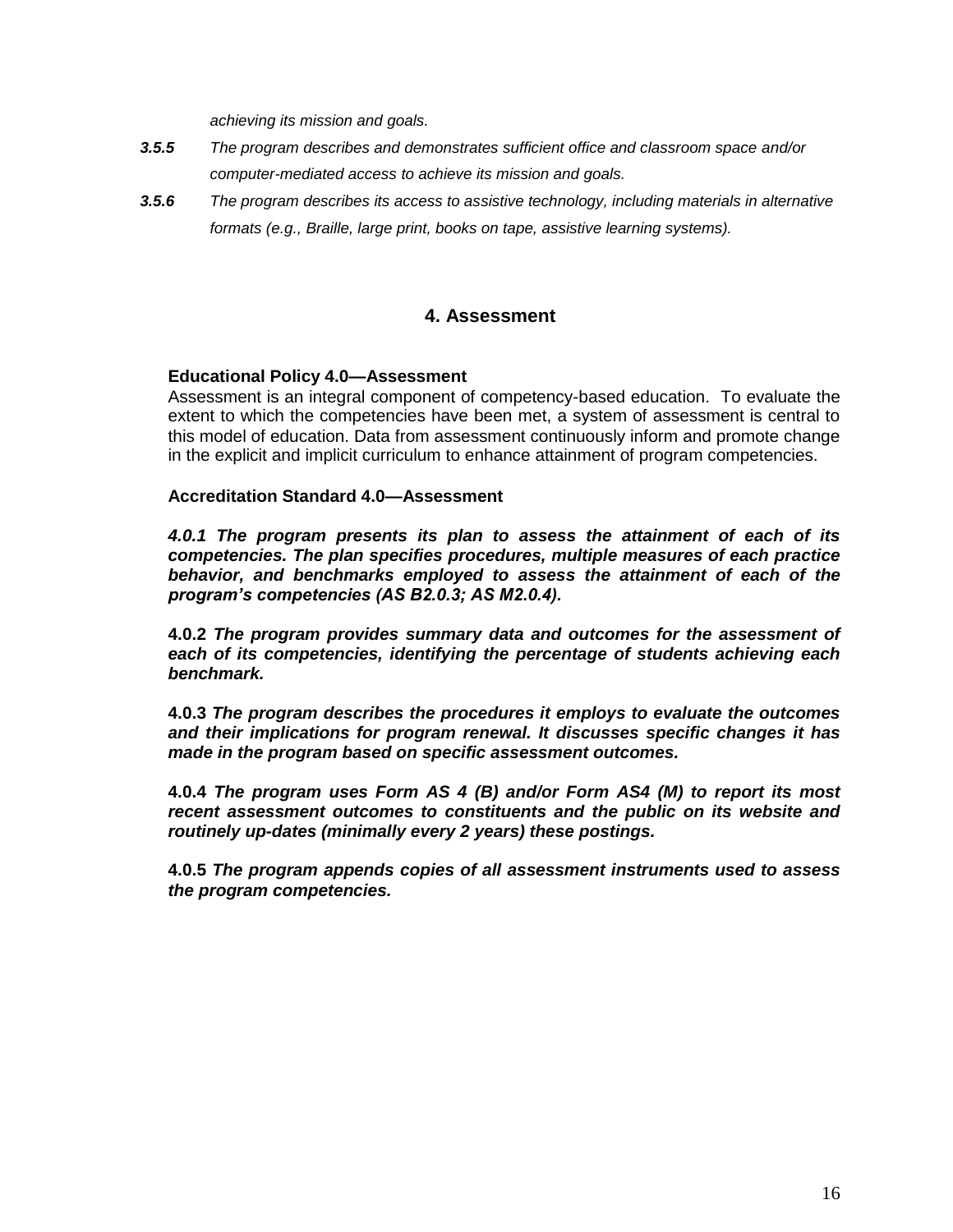*achieving its mission and goals.*

***3.5.5*** *The program describes and demonstrates sufficient office and classroom space and/or computer-mediated access to achieve its mission and goals.*

***3.5.6*** *The program describes its access to assistive technology, including materials in alternative formats (e.g., Braille, large print, books on tape, assistive learning systems).*

## 4. Assessment

**Educational Policy 4.0—Assessment**

Assessment is an integral component of competency-based education. To evaluate the extent to which the competencies have been met, a system of assessment is central to this model of education. Data from assessment continuously inform and promote change in the explicit and implicit curriculum to enhance attainment of program competencies.

**Accreditation Standard 4.0—Assessment**

***4.0.1 The program presents its plan to assess the attainment of each of its competencies. The plan specifies procedures, multiple measures of each practice behavior, and benchmarks employed to assess the attainment of each of the program's competencies (AS B2.0.3; AS M2.0.4).***

**4.0.2** ***The program provides summary data and outcomes for the assessment of each of its competencies, identifying the percentage of students achieving each benchmark.***

**4.0.3** ***The program describes the procedures it employs to evaluate the outcomes and their implications for program renewal. It discusses specific changes it has made in the program based on specific assessment outcomes.***

**4.0.4** ***The program uses Form AS 4 (B) and/or Form AS4 (M) to report its most recent assessment outcomes to constituents and the public on its website and routinely up-dates (minimally every 2 years) these postings.***

**4.0.5** ***The program appends copies of all assessment instruments used to assess the program competencies.***